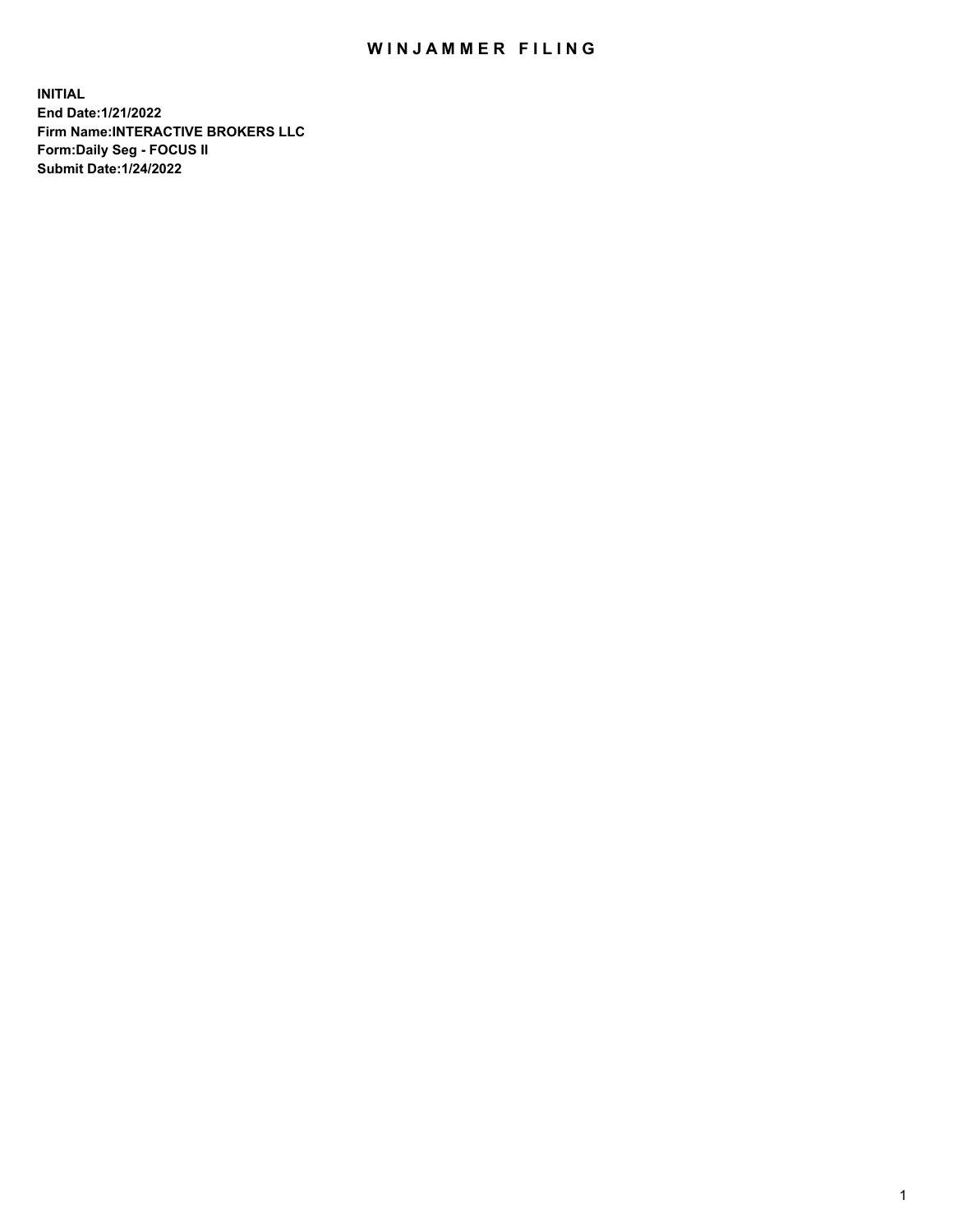# WINJAMMER FILING

**INITIAL**
**End Date:1/21/2022**
**Firm Name:INTERACTIVE BROKERS LLC**
**Form:Daily Seg - FOCUS II**
**Submit Date:1/24/2022**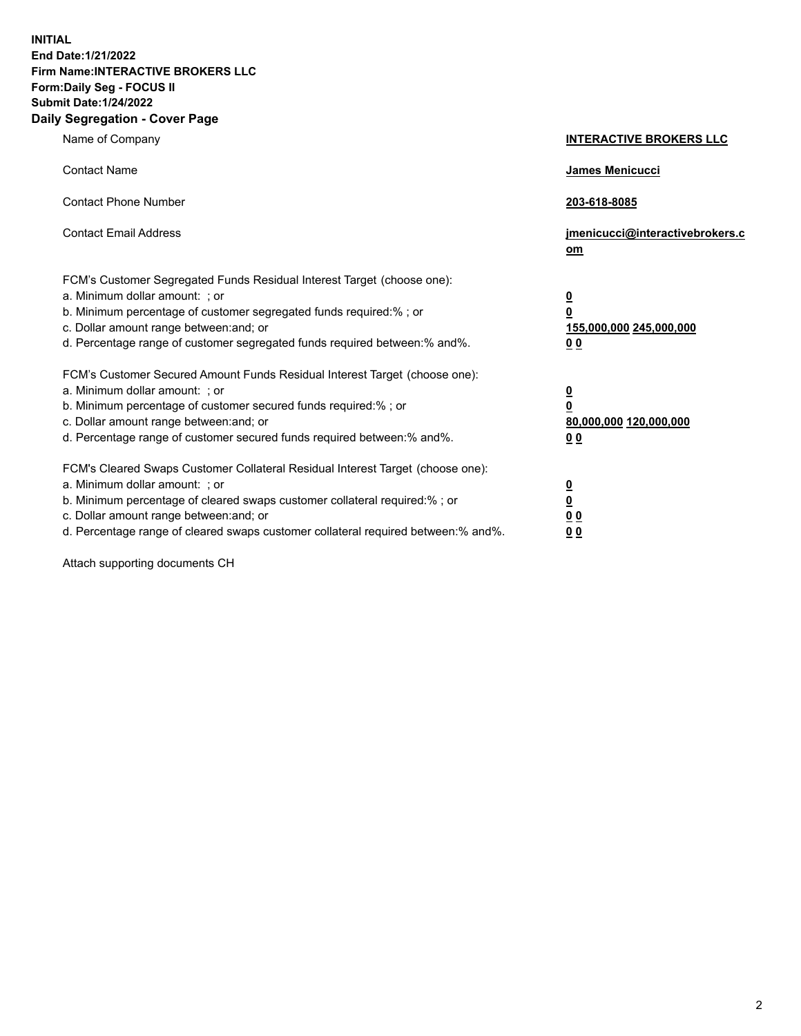**INITIAL**
**End Date:1/21/2022**
**Firm Name:INTERACTIVE BROKERS LLC**
**Form:Daily Seg - FOCUS II**
**Submit Date:1/24/2022**

## Daily Segregation - Cover Page

| | |
|---|---|
| Name of Company | **INTERACTIVE BROKERS LLC** |
| Contact Name | **James Menicucci** |
| Contact Phone Number | **203-618-8085** |
| Contact Email Address | **jmenicucci@interactivebrokers.com** |
| FCM's Customer Segregated Funds Residual Interest Target (choose one): | |
| a. Minimum dollar amount: ; or | **0** |
| b. Minimum percentage of customer segregated funds required:% ; or | **0** |
| c. Dollar amount range between:and; or | **155,000,000** **245,000,000** |
| d. Percentage range of customer segregated funds required between:% and%. | **0** **0** |
| FCM's Customer Secured Amount Funds Residual Interest Target (choose one): | |
| a. Minimum dollar amount: ; or | **0** |
| b. Minimum percentage of customer secured funds required:% ; or | **0** |
| c. Dollar amount range between:and; or | **80,000,000** **120,000,000** |
| d. Percentage range of customer secured funds required between:% and%. | **0** **0** |
| FCM's Cleared Swaps Customer Collateral Residual Interest Target (choose one): | |
| a. Minimum dollar amount: ; or | **0** |
| b. Minimum percentage of cleared swaps customer collateral required:% ; or | **0** |
| c. Dollar amount range between:and; or | **0** **0** |
| d. Percentage range of cleared swaps customer collateral required between:% and%. | **0** **0** |

Attach supporting documents CH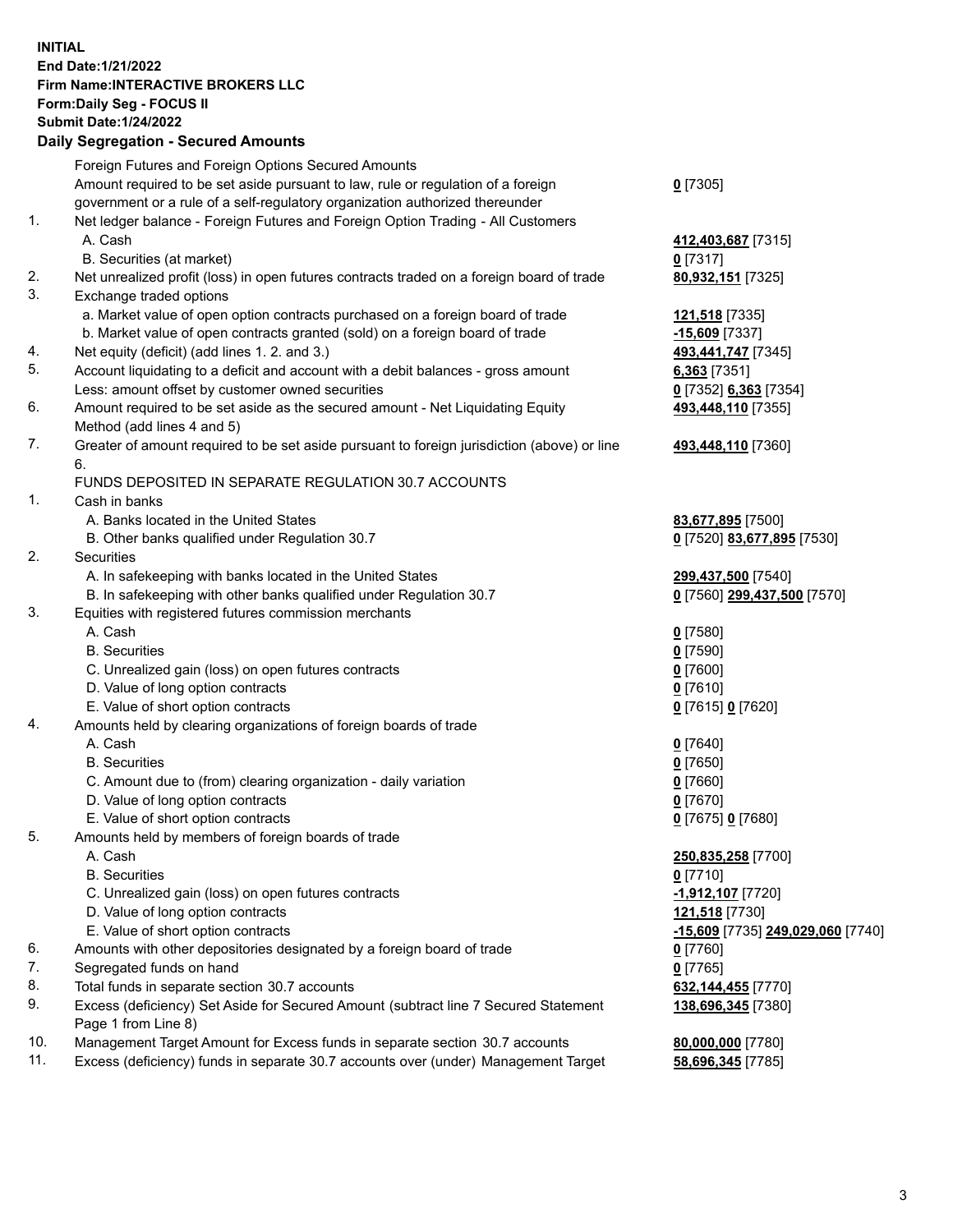**INITIAL**
**End Date:1/21/2022**
**Firm Name:INTERACTIVE BROKERS LLC**
**Form:Daily Seg - FOCUS II**
**Submit Date:1/24/2022**

## Daily Segregation - Secured Amounts

| | | |
|---|---|---|
| | Foreign Futures and Foreign Options Secured Amounts | |
| | Amount required to be set aside pursuant to law, rule or regulation of a foreign government or a rule of a self-regulatory organization authorized thereunder | **0** [7305] |
| 1. | Net ledger balance - Foreign Futures and Foreign Option Trading - All Customers | |
| | A. Cash | **412,403,687** [7315] |
| | B. Securities (at market) | **0** [7317] |
| 2. | Net unrealized profit (loss) in open futures contracts traded on a foreign board of trade | **80,932,151** [7325] |
| 3. | Exchange traded options | |
| | a. Market value of open option contracts purchased on a foreign board of trade | **121,518** [7335] |
| | b. Market value of open contracts granted (sold) on a foreign board of trade | **-15,609** [7337] |
| 4. | Net equity (deficit) (add lines 1. 2. and 3.) | **493,441,747** [7345] |
| 5. | Account liquidating to a deficit and account with a debit balances - gross amount | **6,363** [7351] |
| | Less: amount offset by customer owned securities | **0** [7352] **6,363** [7354] |
| 6. | Amount required to be set aside as the secured amount - Net Liquidating Equity Method (add lines 4 and 5) | **493,448,110** [7355] |
| 7. | Greater of amount required to be set aside pursuant to foreign jurisdiction (above) or line 6. | **493,448,110** [7360] |
| | FUNDS DEPOSITED IN SEPARATE REGULATION 30.7 ACCOUNTS | |
| 1. | Cash in banks | |
| | A. Banks located in the United States | **83,677,895** [7500] |
| | B. Other banks qualified under Regulation 30.7 | **0** [7520] **83,677,895** [7530] |
| 2. | Securities | |
| | A. In safekeeping with banks located in the United States | **299,437,500** [7540] |
| | B. In safekeeping with other banks qualified under Regulation 30.7 | **0** [7560] **299,437,500** [7570] |
| 3. | Equities with registered futures commission merchants | |
| | A. Cash | **0** [7580] |
| | B. Securities | **0** [7590] |
| | C. Unrealized gain (loss) on open futures contracts | **0** [7600] |
| | D. Value of long option contracts | **0** [7610] |
| | E. Value of short option contracts | **0** [7615] **0** [7620] |
| 4. | Amounts held by clearing organizations of foreign boards of trade | |
| | A. Cash | **0** [7640] |
| | B. Securities | **0** [7650] |
| | C. Amount due to (from) clearing organization - daily variation | **0** [7660] |
| | D. Value of long option contracts | **0** [7670] |
| | E. Value of short option contracts | **0** [7675] **0** [7680] |
| 5. | Amounts held by members of foreign boards of trade | |
| | A. Cash | **250,835,258** [7700] |
| | B. Securities | **0** [7710] |
| | C. Unrealized gain (loss) on open futures contracts | **-1,912,107** [7720] |
| | D. Value of long option contracts | **121,518** [7730] |
| | E. Value of short option contracts | **-15,609** [7735] **249,029,060** [7740] |
| 6. | Amounts with other depositories designated by a foreign board of trade | **0** [7760] |
| 7. | Segregated funds on hand | **0** [7765] |
| 8. | Total funds in separate section 30.7 accounts | **632,144,455** [7770] |
| 9. | Excess (deficiency) Set Aside for Secured Amount (subtract line 7 Secured Statement Page 1 from Line 8) | **138,696,345** [7380] |
| 10. | Management Target Amount for Excess funds in separate section 30.7 accounts | **80,000,000** [7780] |
| 11. | Excess (deficiency) funds in separate 30.7 accounts over (under) Management Target | **58,696,345** [7785] |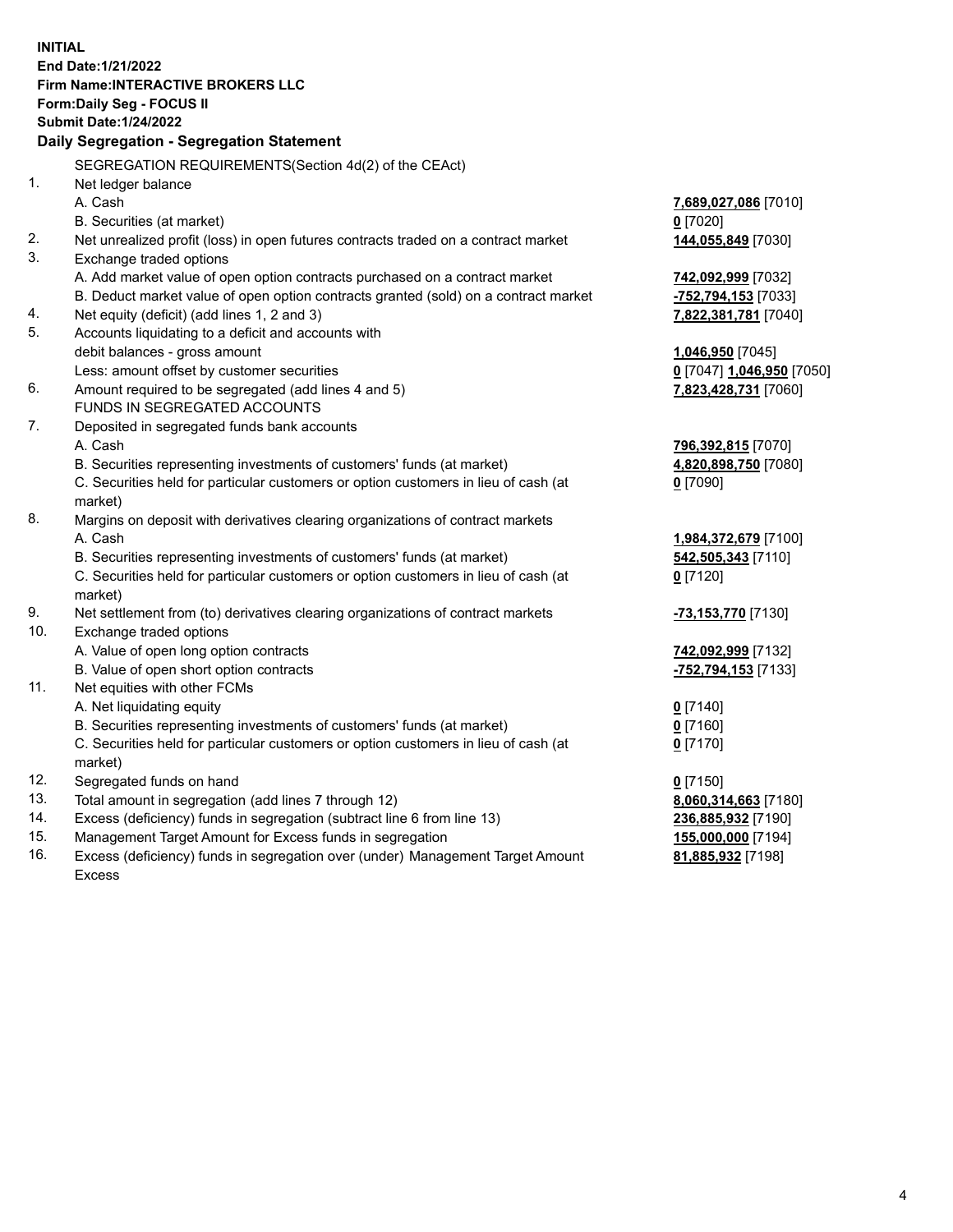**INITIAL**
**End Date:1/21/2022**
**Firm Name:INTERACTIVE BROKERS LLC**
**Form:Daily Seg - FOCUS II**
**Submit Date:1/24/2022**

### Daily Segregation - Segregation Statement

| | | |
|---|---|---|
| | SEGREGATION REQUIREMENTS(Section 4d(2) of the CEAct) | |
| 1. | Net ledger balance | |
| | A. Cash | **7,689,027,086** [7010] |
| | B. Securities (at market) | **0** [7020] |
| 2. | Net unrealized profit (loss) in open futures contracts traded on a contract market | **144,055,849** [7030] |
| 3. | Exchange traded options | |
| | A. Add market value of open option contracts purchased on a contract market | **742,092,999** [7032] |
| | B. Deduct market value of open option contracts granted (sold) on a contract market | **-752,794,153** [7033] |
| 4. | Net equity (deficit) (add lines 1, 2 and 3) | **7,822,381,781** [7040] |
| 5. | Accounts liquidating to a deficit and accounts with debit balances - gross amount | **1,046,950** [7045] |
| | Less: amount offset by customer securities | **0** [7047] **1,046,950** [7050] |
| 6. | Amount required to be segregated (add lines 4 and 5) | **7,823,428,731** [7060] |
| | FUNDS IN SEGREGATED ACCOUNTS | |
| 7. | Deposited in segregated funds bank accounts | |
| | A. Cash | **796,392,815** [7070] |
| | B. Securities representing investments of customers' funds (at market) | **4,820,898,750** [7080] |
| | C. Securities held for particular customers or option customers in lieu of cash (at market) | **0** [7090] |
| 8. | Margins on deposit with derivatives clearing organizations of contract markets | |
| | A. Cash | **1,984,372,679** [7100] |
| | B. Securities representing investments of customers' funds (at market) | **542,505,343** [7110] |
| | C. Securities held for particular customers or option customers in lieu of cash (at market) | **0** [7120] |
| 9. | Net settlement from (to) derivatives clearing organizations of contract markets | **-73,153,770** [7130] |
| 10. | Exchange traded options | |
| | A. Value of open long option contracts | **742,092,999** [7132] |
| | B. Value of open short option contracts | **-752,794,153** [7133] |
| 11. | Net equities with other FCMs | |
| | A. Net liquidating equity | **0** [7140] |
| | B. Securities representing investments of customers' funds (at market) | **0** [7160] |
| | C. Securities held for particular customers or option customers in lieu of cash (at market) | **0** [7170] |
| 12. | Segregated funds on hand | **0** [7150] |
| 13. | Total amount in segregation (add lines 7 through 12) | **8,060,314,663** [7180] |
| 14. | Excess (deficiency) funds in segregation (subtract line 6 from line 13) | **236,885,932** [7190] |
| 15. | Management Target Amount for Excess funds in segregation | **155,000,000** [7194] |
| 16. | Excess (deficiency) funds in segregation over (under) Management Target Amount Excess | **81,885,932** [7198] |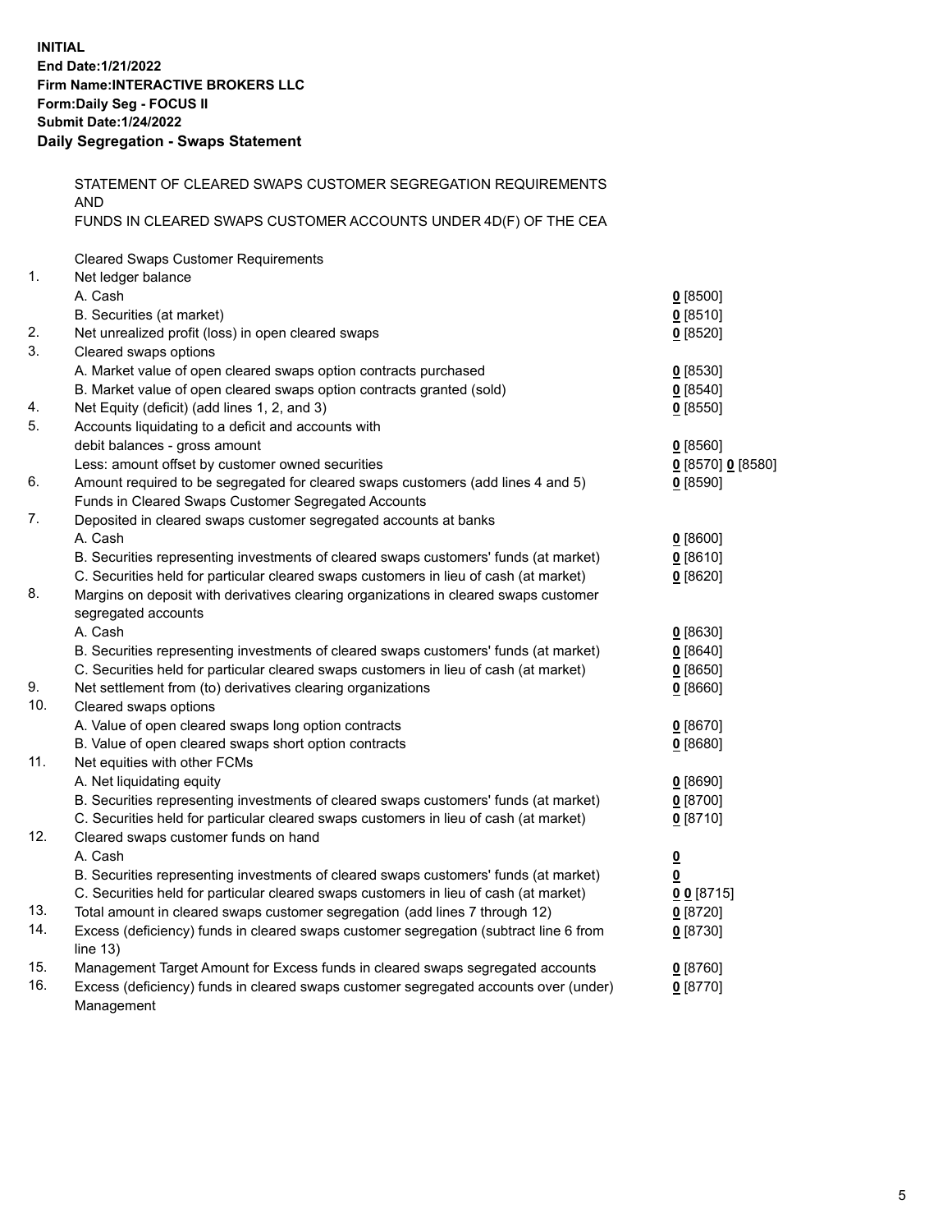**INITIAL**
**End Date:1/21/2022**
**Firm Name:INTERACTIVE BROKERS LLC**
**Form:Daily Seg - FOCUS II**
**Submit Date:1/24/2022**
**Daily Segregation - Swaps Statement**

STATEMENT OF CLEARED SWAPS CUSTOMER SEGREGATION REQUIREMENTS AND
FUNDS IN CLEARED SWAPS CUSTOMER ACCOUNTS UNDER 4D(F) OF THE CEA

| | | |
|---|---|---|
| | Cleared Swaps Customer Requirements | |
| 1. | Net ledger balance | |
| | A. Cash | 0 [8500] |
| | B. Securities (at market) | 0 [8510] |
| 2. | Net unrealized profit (loss) in open cleared swaps | 0 [8520] |
| 3. | Cleared swaps options | |
| | A. Market value of open cleared swaps option contracts purchased | 0 [8530] |
| | B. Market value of open cleared swaps option contracts granted (sold) | 0 [8540] |
| 4. | Net Equity (deficit) (add lines 1, 2, and 3) | 0 [8550] |
| 5. | Accounts liquidating to a deficit and accounts with | |
| | debit balances - gross amount | 0 [8560] |
| | Less: amount offset by customer owned securities | 0 [8570] 0 [8580] |
| 6. | Amount required to be segregated for cleared swaps customers (add lines 4 and 5) | 0 [8590] |
| | Funds in Cleared Swaps Customer Segregated Accounts | |
| 7. | Deposited in cleared swaps customer segregated accounts at banks | |
| | A. Cash | 0 [8600] |
| | B. Securities representing investments of cleared swaps customers' funds (at market) | 0 [8610] |
| | C. Securities held for particular cleared swaps customers in lieu of cash (at market) | 0 [8620] |
| 8. | Margins on deposit with derivatives clearing organizations in cleared swaps customer segregated accounts | |
| | A. Cash | 0 [8630] |
| | B. Securities representing investments of cleared swaps customers' funds (at market) | 0 [8640] |
| | C. Securities held for particular cleared swaps customers in lieu of cash (at market) | 0 [8650] |
| 9. | Net settlement from (to) derivatives clearing organizations | 0 [8660] |
| 10. | Cleared swaps options | |
| | A. Value of open cleared swaps long option contracts | 0 [8670] |
| | B. Value of open cleared swaps short option contracts | 0 [8680] |
| 11. | Net equities with other FCMs | |
| | A. Net liquidating equity | 0 [8690] |
| | B. Securities representing investments of cleared swaps customers' funds (at market) | 0 [8700] |
| | C. Securities held for particular cleared swaps customers in lieu of cash (at market) | 0 [8710] |
| 12. | Cleared swaps customer funds on hand | |
| | A. Cash | 0 |
| | B. Securities representing investments of cleared swaps customers' funds (at market) | 0 |
| | C. Securities held for particular cleared swaps customers in lieu of cash (at market) | 0 0 [8715] |
| 13. | Total amount in cleared swaps customer segregation (add lines 7 through 12) | 0 [8720] |
| 14. | Excess (deficiency) funds in cleared swaps customer segregation (subtract line 6 from line 13) | 0 [8730] |
| 15. | Management Target Amount for Excess funds in cleared swaps segregated accounts | 0 [8760] |
| 16. | Excess (deficiency) funds in cleared swaps customer segregated accounts over (under) Management | 0 [8770] |